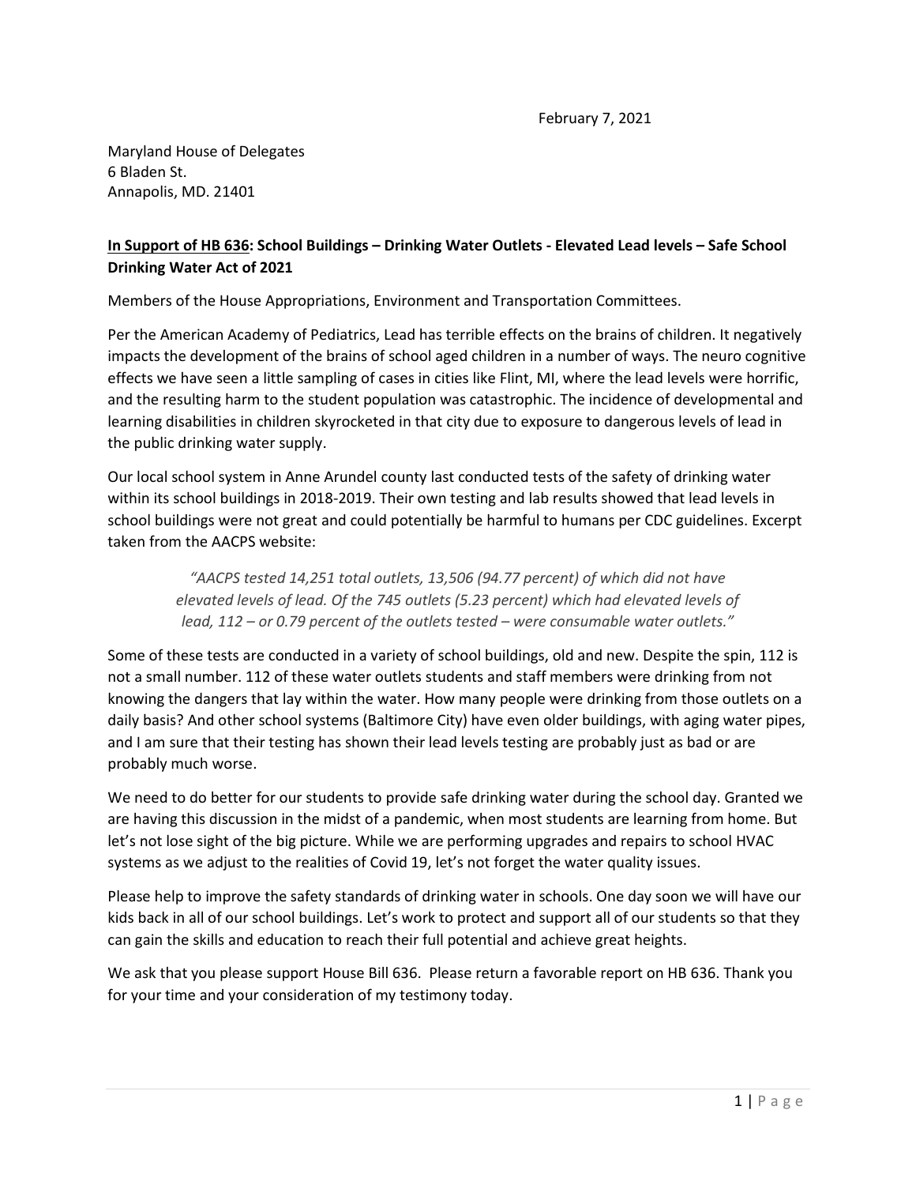February 7, 2021

Maryland House of Delegates
6 Bladen St.
Annapolis, MD. 21401

**<u>In Support of HB 636</u>: School Buildings – Drinking Water Outlets - Elevated Lead levels – Safe School Drinking Water Act of 2021**

Members of the House Appropriations, Environment and Transportation Committees.

Per the American Academy of Pediatrics, Lead has terrible effects on the brains of children. It negatively impacts the development of the brains of school aged children in a number of ways. The neuro cognitive effects we have seen a little sampling of cases in cities like Flint, MI, where the lead levels were horrific, and the resulting harm to the student population was catastrophic. The incidence of developmental and learning disabilities in children skyrocketed in that city due to exposure to dangerous levels of lead in the public drinking water supply.

Our local school system in Anne Arundel county last conducted tests of the safety of drinking water within its school buildings in 2018-2019. Their own testing and lab results showed that lead levels in school buildings were not great and could potentially be harmful to humans per CDC guidelines. Excerpt taken from the AACPS website:

> *"AACPS tested 14,251 total outlets, 13,506 (94.77 percent) of which did not have elevated levels of lead. Of the 745 outlets (5.23 percent) which had elevated levels of lead, 112 – or 0.79 percent of the outlets tested – were consumable water outlets."*

Some of these tests are conducted in a variety of school buildings, old and new. Despite the spin, 112 is not a small number. 112 of these water outlets students and staff members were drinking from not knowing the dangers that lay within the water. How many people were drinking from those outlets on a daily basis? And other school systems (Baltimore City) have even older buildings, with aging water pipes, and I am sure that their testing has shown their lead levels testing are probably just as bad or are probably much worse.

We need to do better for our students to provide safe drinking water during the school day. Granted we are having this discussion in the midst of a pandemic, when most students are learning from home. But let's not lose sight of the big picture. While we are performing upgrades and repairs to school HVAC systems as we adjust to the realities of Covid 19, let's not forget the water quality issues.

Please help to improve the safety standards of drinking water in schools. One day soon we will have our kids back in all of our school buildings. Let's work to protect and support all of our students so that they can gain the skills and education to reach their full potential and achieve great heights.

We ask that you please support House Bill 636. Please return a favorable report on HB 636. Thank you for your time and your consideration of my testimony today.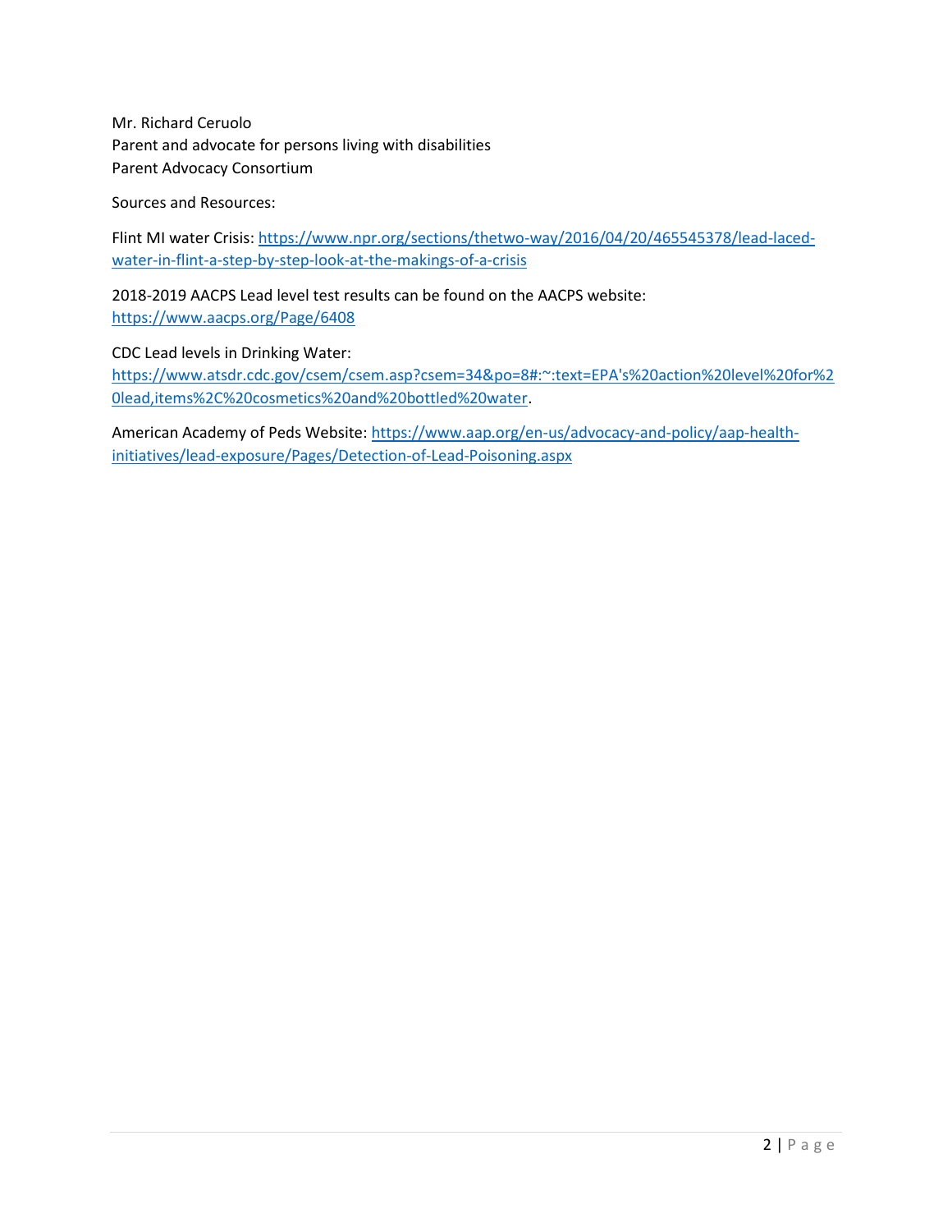Mr. Richard Ceruolo
Parent and advocate for persons living with disabilities
Parent Advocacy Consortium

Sources and Resources:

Flint MI water Crisis: [https://www.npr.org/sections/thetwo-way/2016/04/20/465545378/lead-laced-water-in-flint-a-step-by-step-look-at-the-makings-of-a-crisis](https://www.npr.org/sections/thetwo-way/2016/04/20/465545378/lead-laced-water-in-flint-a-step-by-step-look-at-the-makings-of-a-crisis)

2018-2019 AACPS Lead level test results can be found on the AACPS website: [https://www.aacps.org/Page/6408](https://www.aacps.org/Page/6408)

CDC Lead levels in Drinking Water: [https://www.atsdr.cdc.gov/csem/csem.asp?csem=34&po=8#:~:text=EPA's%20action%20level%20for%20lead,items%2C%20cosmetics%20and%20bottled%20water](https://www.atsdr.cdc.gov/csem/csem.asp?csem=34&po=8#:~:text=EPA's%20action%20level%20for%20lead,items%2C%20cosmetics%20and%20bottled%20water).

American Academy of Peds Website: [https://www.aap.org/en-us/advocacy-and-policy/aap-health-initiatives/lead-exposure/Pages/Detection-of-Lead-Poisoning.aspx](https://www.aap.org/en-us/advocacy-and-policy/aap-health-initiatives/lead-exposure/Pages/Detection-of-Lead-Poisoning.aspx)